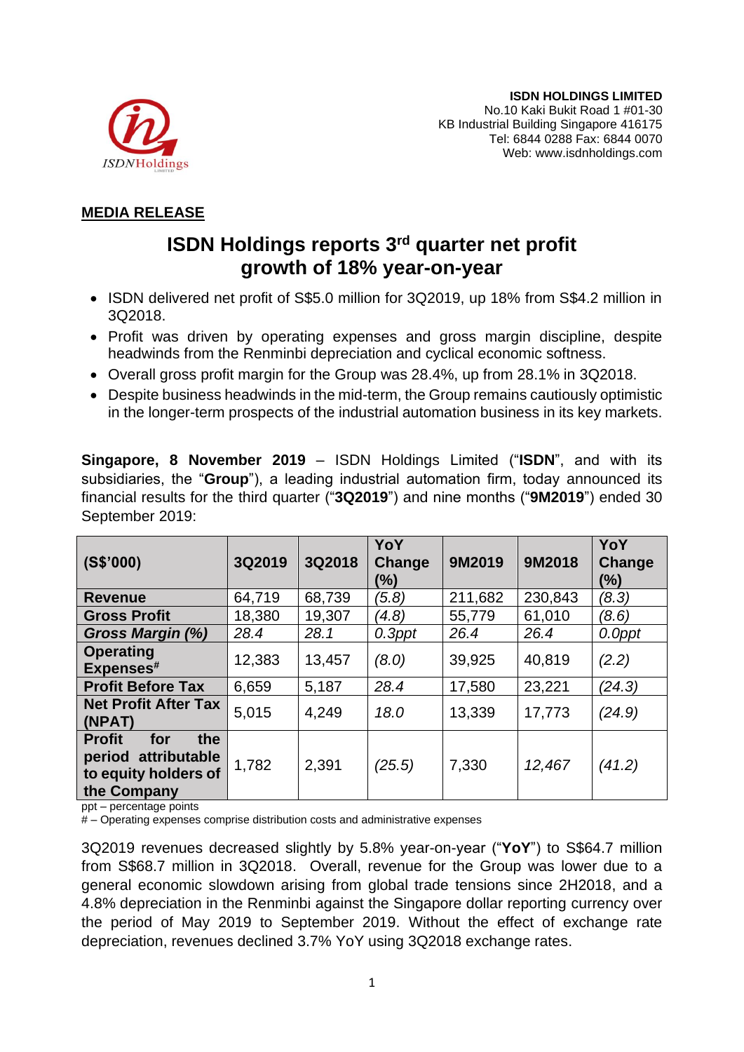**ISDN HOLDINGS LIMITED**
No.10 Kaki Bukit Road 1 #01-30
KB Industrial Building Singapore 416175
Tel: 6844 0288 Fax: 6844 0070
Web: www.isdnholdings.com

**MEDIA RELEASE**

# ISDN Holdings reports 3rd quarter net profit growth of 18% year-on-year

- ISDN delivered net profit of S$5.0 million for 3Q2019, up 18% from S$4.2 million in 3Q2018.
- Profit was driven by operating expenses and gross margin discipline, despite headwinds from the Renminbi depreciation and cyclical economic softness.
- Overall gross profit margin for the Group was 28.4%, up from 28.1% in 3Q2018.
- Despite business headwinds in the mid-term, the Group remains cautiously optimistic in the longer-term prospects of the industrial automation business in its key markets.

**Singapore, 8 November 2019** – ISDN Holdings Limited ("**ISDN**", and with its subsidiaries, the "**Group**"), a leading industrial automation firm, today announced its financial results for the third quarter ("**3Q2019**") and nine months ("**9M2019**") ended 30 September 2019:

| (S$'000) | 3Q2019 | 3Q2018 | YoY Change (%) | 9M2019 | 9M2018 | YoY Change (%) |
|---|---|---|---|---|---|---|
| **Revenue** | 64,719 | 68,739 | *(5.8)* | 211,682 | 230,843 | *(8.3)* |
| **Gross Profit** | 18,380 | 19,307 | *(4.8)* | 55,779 | 61,010 | *(8.6)* |
| ***Gross Margin (%)*** | *28.4* | *28.1* | *0.3ppt* | *26.4* | *26.4* | *0.0ppt* |
| **Operating Expenses#** | 12,383 | 13,457 | *(8.0)* | 39,925 | 40,819 | *(2.2)* |
| **Profit Before Tax** | 6,659 | 5,187 | *28.4* | 17,580 | 23,221 | *(24.3)* |
| **Net Profit After Tax (NPAT)** | 5,015 | 4,249 | *18.0* | 13,339 | 17,773 | *(24.9)* |
| **Profit for the period attributable to equity holders of the Company** | 1,782 | 2,391 | *(25.5)* | 7,330 | *12,467* | *(41.2)* |

ppt – percentage points
# – Operating expenses comprise distribution costs and administrative expenses

3Q2019 revenues decreased slightly by 5.8% year-on-year ("**YoY**") to S$64.7 million from S$68.7 million in 3Q2018. Overall, revenue for the Group was lower due to a general economic slowdown arising from global trade tensions since 2H2018, and a 4.8% depreciation in the Renminbi against the Singapore dollar reporting currency over the period of May 2019 to September 2019. Without the effect of exchange rate depreciation, revenues declined 3.7% YoY using 3Q2018 exchange rates.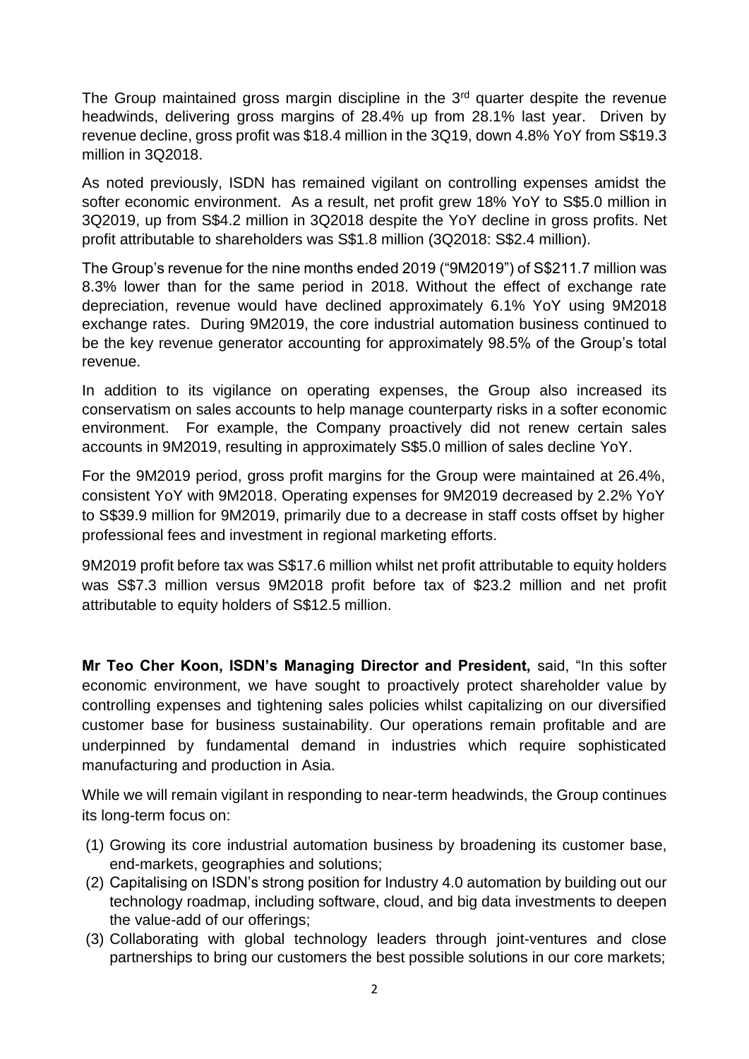The Group maintained gross margin discipline in the 3rd quarter despite the revenue headwinds, delivering gross margins of 28.4% up from 28.1% last year. Driven by revenue decline, gross profit was $18.4 million in the 3Q19, down 4.8% YoY from S$19.3 million in 3Q2018.

As noted previously, ISDN has remained vigilant on controlling expenses amidst the softer economic environment. As a result, net profit grew 18% YoY to S$5.0 million in 3Q2019, up from S$4.2 million in 3Q2018 despite the YoY decline in gross profits. Net profit attributable to shareholders was S$1.8 million (3Q2018: S$2.4 million).

The Group's revenue for the nine months ended 2019 ("9M2019") of S$211.7 million was 8.3% lower than for the same period in 2018. Without the effect of exchange rate depreciation, revenue would have declined approximately 6.1% YoY using 9M2018 exchange rates. During 9M2019, the core industrial automation business continued to be the key revenue generator accounting for approximately 98.5% of the Group's total revenue.

In addition to its vigilance on operating expenses, the Group also increased its conservatism on sales accounts to help manage counterparty risks in a softer economic environment. For example, the Company proactively did not renew certain sales accounts in 9M2019, resulting in approximately S$5.0 million of sales decline YoY.

For the 9M2019 period, gross profit margins for the Group were maintained at 26.4%, consistent YoY with 9M2018. Operating expenses for 9M2019 decreased by 2.2% YoY to S$39.9 million for 9M2019, primarily due to a decrease in staff costs offset by higher professional fees and investment in regional marketing efforts.

9M2019 profit before tax was S$17.6 million whilst net profit attributable to equity holders was S$7.3 million versus 9M2018 profit before tax of $23.2 million and net profit attributable to equity holders of S$12.5 million.

**Mr Teo Cher Koon, ISDN's Managing Director and President,** said, "In this softer economic environment, we have sought to proactively protect shareholder value by controlling expenses and tightening sales policies whilst capitalizing on our diversified customer base for business sustainability. Our operations remain profitable and are underpinned by fundamental demand in industries which require sophisticated manufacturing and production in Asia.

While we will remain vigilant in responding to near-term headwinds, the Group continues its long-term focus on:

(1) Growing its core industrial automation business by broadening its customer base, end-markets, geographies and solutions;
(2) Capitalising on ISDN's strong position for Industry 4.0 automation by building out our technology roadmap, including software, cloud, and big data investments to deepen the value-add of our offerings;
(3) Collaborating with global technology leaders through joint-ventures and close partnerships to bring our customers the best possible solutions in our core markets;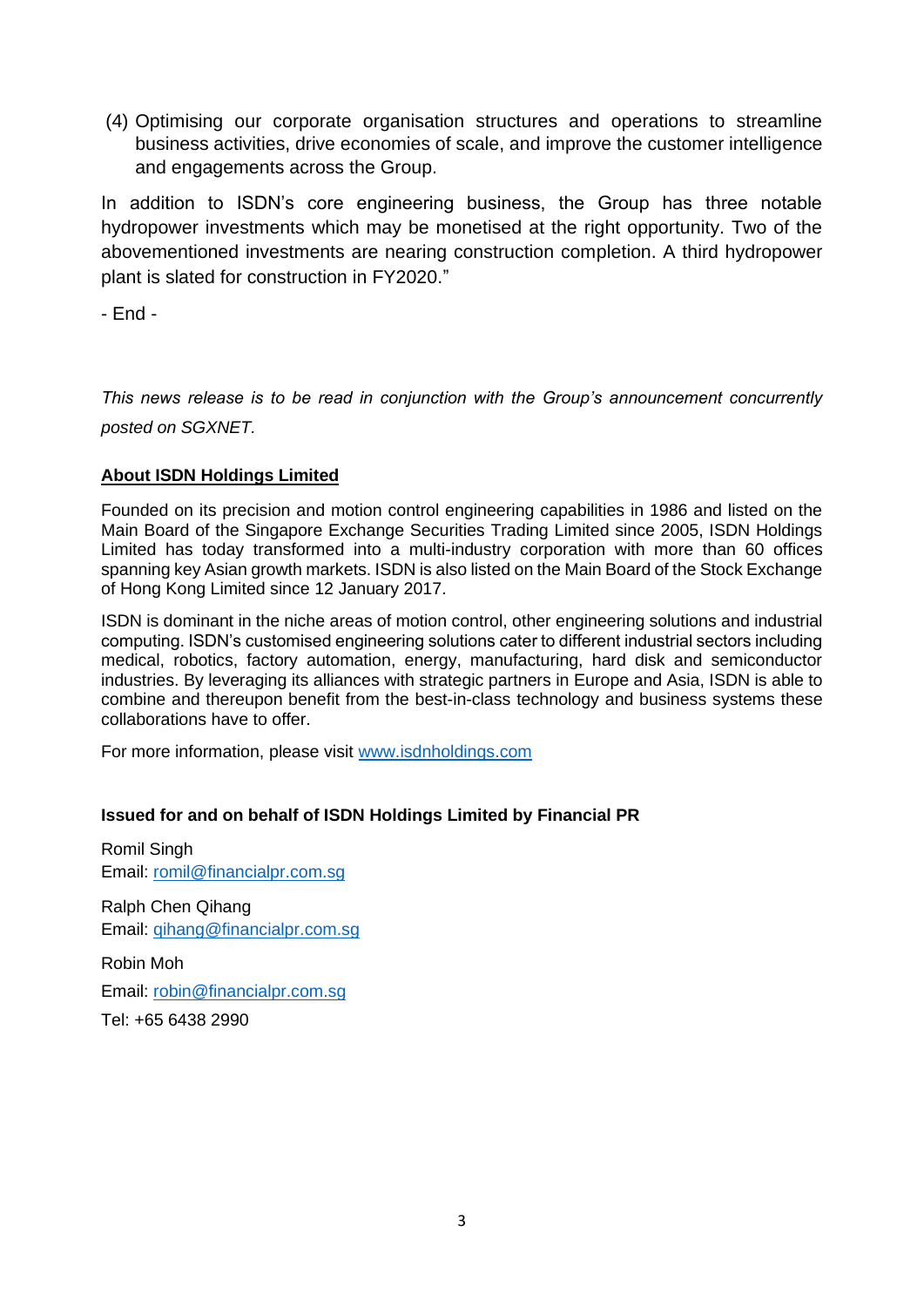(4) Optimising our corporate organisation structures and operations to streamline business activities, drive economies of scale, and improve the customer intelligence and engagements across the Group.

In addition to ISDN's core engineering business, the Group has three notable hydropower investments which may be monetised at the right opportunity. Two of the abovementioned investments are nearing construction completion. A third hydropower plant is slated for construction in FY2020."

- End -

*This news release is to be read in conjunction with the Group's announcement concurrently posted on SGXNET.*

**About ISDN Holdings Limited**

Founded on its precision and motion control engineering capabilities in 1986 and listed on the Main Board of the Singapore Exchange Securities Trading Limited since 2005, ISDN Holdings Limited has today transformed into a multi-industry corporation with more than 60 offices spanning key Asian growth markets. ISDN is also listed on the Main Board of the Stock Exchange of Hong Kong Limited since 12 January 2017.

ISDN is dominant in the niche areas of motion control, other engineering solutions and industrial computing. ISDN's customised engineering solutions cater to different industrial sectors including medical, robotics, factory automation, energy, manufacturing, hard disk and semiconductor industries. By leveraging its alliances with strategic partners in Europe and Asia, ISDN is able to combine and thereupon benefit from the best-in-class technology and business systems these collaborations have to offer.

For more information, please visit [www.isdnholdings.com](http://www.isdnholdings.com)

**Issued for and on behalf of ISDN Holdings Limited by Financial PR**

Romil Singh
Email: [romil@financialpr.com.sg](mailto:romil@financialpr.com.sg)

Ralph Chen Qihang
Email: [qihang@financialpr.com.sg](mailto:qihang@financialpr.com.sg)

Robin Moh
Email: [robin@financialpr.com.sg](mailto:robin@financialpr.com.sg)
Tel: +65 6438 2990